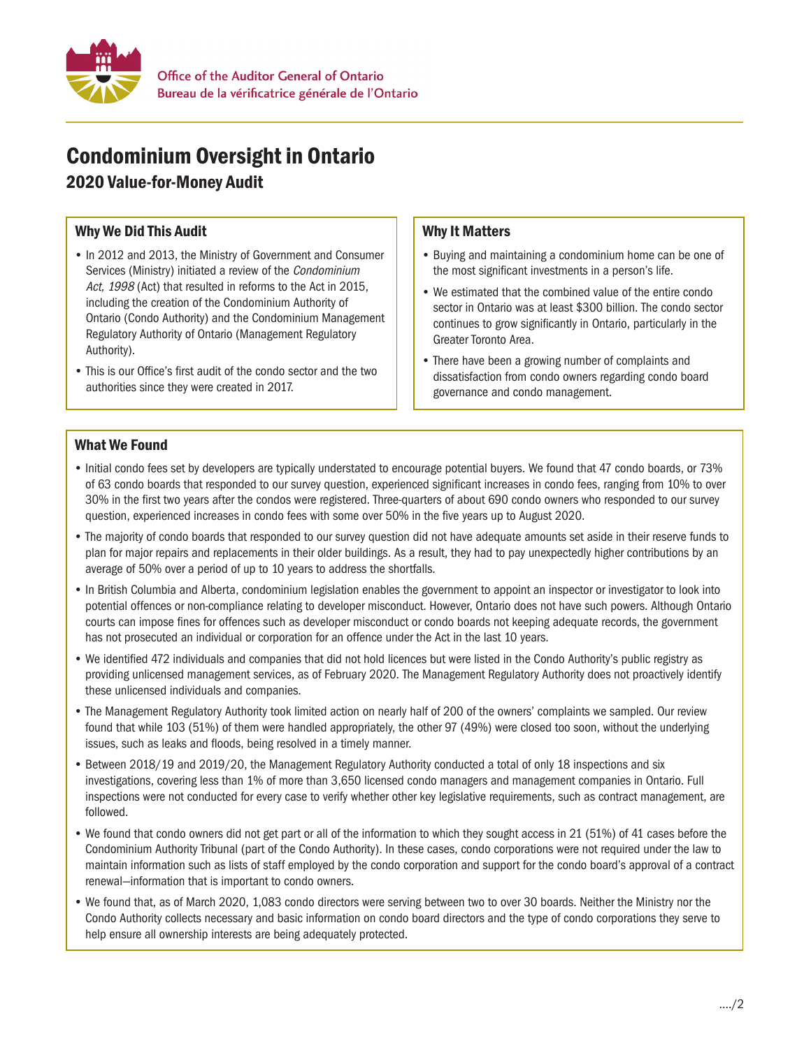Office of the Auditor General of Ontario
Bureau de la vérificatrice générale de l'Ontario

# Condominium Oversight in Ontario

## 2020 Value-for-Money Audit

### Why We Did This Audit

- In 2012 and 2013, the Ministry of Government and Consumer Services (Ministry) initiated a review of the *Condominium Act, 1998* (Act) that resulted in reforms to the Act in 2015, including the creation of the Condominium Authority of Ontario (Condo Authority) and the Condominium Management Regulatory Authority of Ontario (Management Regulatory Authority).
- This is our Office's first audit of the condo sector and the two authorities since they were created in 2017.

### Why It Matters

- Buying and maintaining a condominium home can be one of the most significant investments in a person's life.
- We estimated that the combined value of the entire condo sector in Ontario was at least $300 billion. The condo sector continues to grow significantly in Ontario, particularly in the Greater Toronto Area.
- There have been a growing number of complaints and dissatisfaction from condo owners regarding condo board governance and condo management.

### What We Found

- Initial condo fees set by developers are typically understated to encourage potential buyers. We found that 47 condo boards, or 73% of 63 condo boards that responded to our survey question, experienced significant increases in condo fees, ranging from 10% to over 30% in the first two years after the condos were registered. Three-quarters of about 690 condo owners who responded to our survey question, experienced increases in condo fees with some over 50% in the five years up to August 2020.
- The majority of condo boards that responded to our survey question did not have adequate amounts set aside in their reserve funds to plan for major repairs and replacements in their older buildings. As a result, they had to pay unexpectedly higher contributions by an average of 50% over a period of up to 10 years to address the shortfalls.
- In British Columbia and Alberta, condominium legislation enables the government to appoint an inspector or investigator to look into potential offences or non-compliance relating to developer misconduct. However, Ontario does not have such powers. Although Ontario courts can impose fines for offences such as developer misconduct or condo boards not keeping adequate records, the government has not prosecuted an individual or corporation for an offence under the Act in the last 10 years.
- We identified 472 individuals and companies that did not hold licences but were listed in the Condo Authority's public registry as providing unlicensed management services, as of February 2020. The Management Regulatory Authority does not proactively identify these unlicensed individuals and companies.
- The Management Regulatory Authority took limited action on nearly half of 200 of the owners' complaints we sampled. Our review found that while 103 (51%) of them were handled appropriately, the other 97 (49%) were closed too soon, without the underlying issues, such as leaks and floods, being resolved in a timely manner.
- Between 2018/19 and 2019/20, the Management Regulatory Authority conducted a total of only 18 inspections and six investigations, covering less than 1% of more than 3,650 licensed condo managers and management companies in Ontario. Full inspections were not conducted for every case to verify whether other key legislative requirements, such as contract management, are followed.
- We found that condo owners did not get part or all of the information to which they sought access in 21 (51%) of 41 cases before the Condominium Authority Tribunal (part of the Condo Authority). In these cases, condo corporations were not required under the law to maintain information such as lists of staff employed by the condo corporation and support for the condo board's approval of a contract renewal—information that is important to condo owners.
- We found that, as of March 2020, 1,083 condo directors were serving between two to over 30 boards. Neither the Ministry nor the Condo Authority collects necessary and basic information on condo board directors and the type of condo corporations they serve to help ensure all ownership interests are being adequately protected.

..../2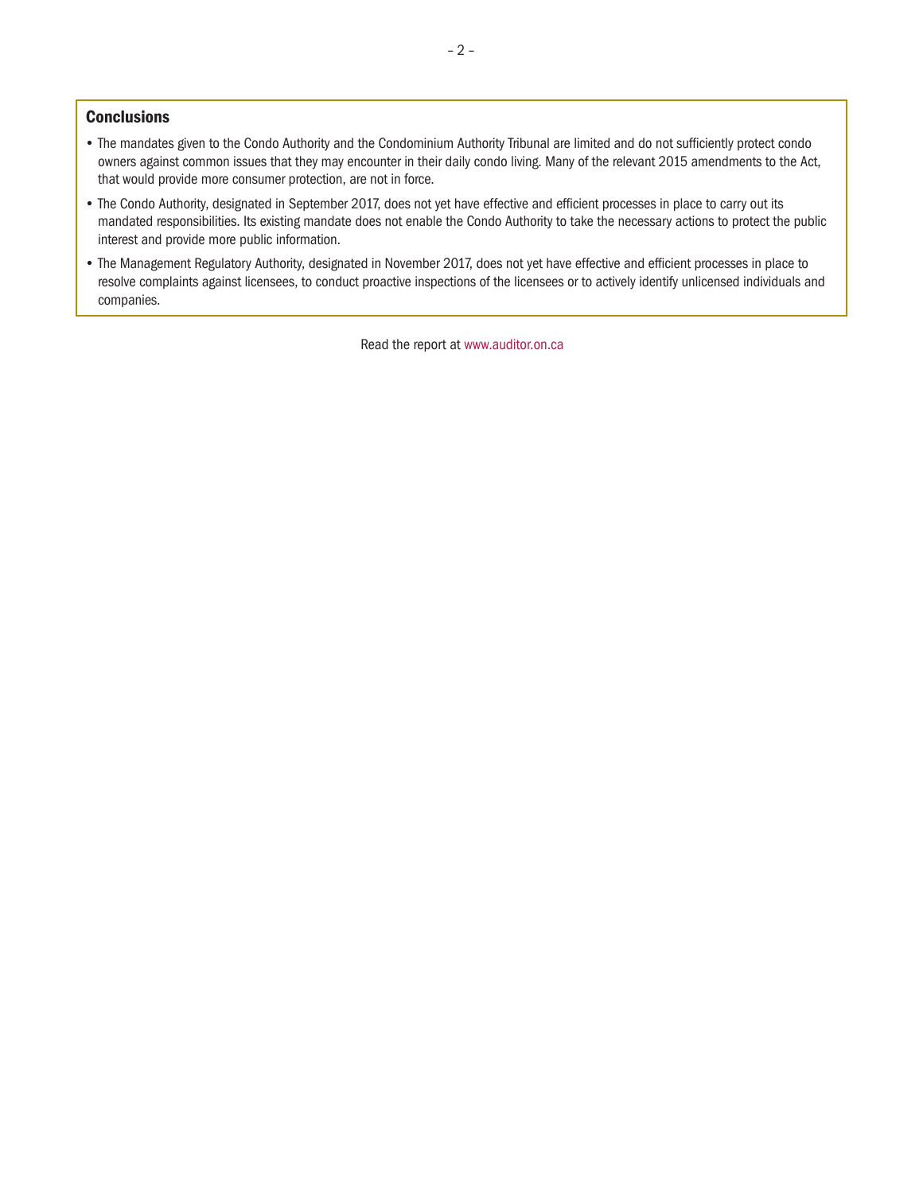## Conclusions

- The mandates given to the Condo Authority and the Condominium Authority Tribunal are limited and do not sufficiently protect condo owners against common issues that they may encounter in their daily condo living. Many of the relevant 2015 amendments to the Act, that would provide more consumer protection, are not in force.
- The Condo Authority, designated in September 2017, does not yet have effective and efficient processes in place to carry out its mandated responsibilities. Its existing mandate does not enable the Condo Authority to take the necessary actions to protect the public interest and provide more public information.
- The Management Regulatory Authority, designated in November 2017, does not yet have effective and efficient processes in place to resolve complaints against licensees, to conduct proactive inspections of the licensees or to actively identify unlicensed individuals and companies.

Read the report at www.auditor.on.ca